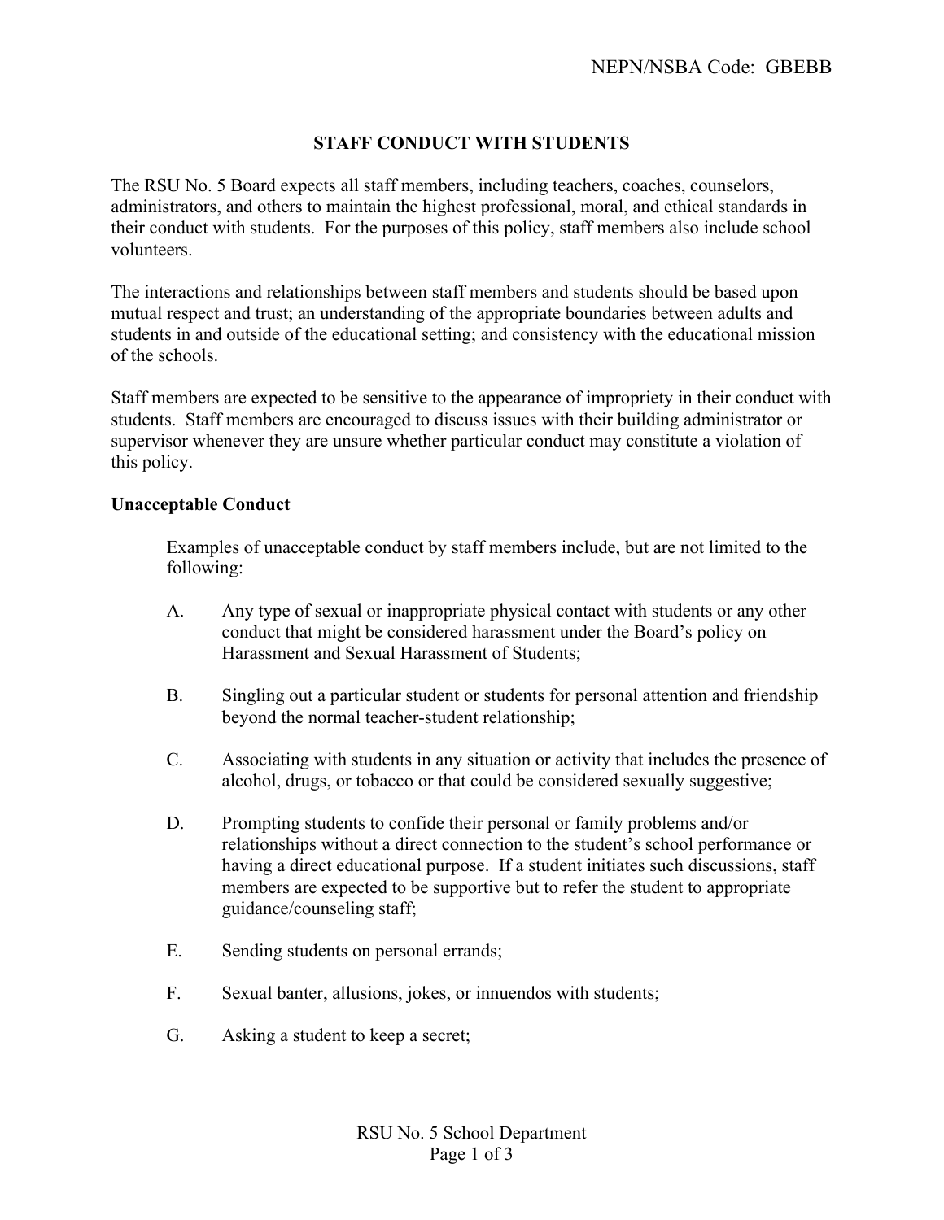# STAFF CONDUCT WITH STUDENTS

The RSU No. 5 Board expects all staff members, including teachers, coaches, counselors, administrators, and others to maintain the highest professional, moral, and ethical standards in their conduct with students. For the purposes of this policy, staff members also include school volunteers.

The interactions and relationships between staff members and students should be based upon mutual respect and trust; an understanding of the appropriate boundaries between adults and students in and outside of the educational setting; and consistency with the educational mission of the schools.

Staff members are expected to be sensitive to the appearance of impropriety in their conduct with students. Staff members are encouraged to discuss issues with their building administrator or supervisor whenever they are unsure whether particular conduct may constitute a violation of this policy.

## Unacceptable Conduct

Examples of unacceptable conduct by staff members include, but are not limited to the following:

A. Any type of sexual or inappropriate physical contact with students or any other conduct that might be considered harassment under the Board's policy on Harassment and Sexual Harassment of Students;

B. Singling out a particular student or students for personal attention and friendship beyond the normal teacher-student relationship;

C. Associating with students in any situation or activity that includes the presence of alcohol, drugs, or tobacco or that could be considered sexually suggestive;

D. Prompting students to confide their personal or family problems and/or relationships without a direct connection to the student's school performance or having a direct educational purpose. If a student initiates such discussions, staff members are expected to be supportive but to refer the student to appropriate guidance/counseling staff;

E. Sending students on personal errands;

F. Sexual banter, allusions, jokes, or innuendos with students;

G. Asking a student to keep a secret;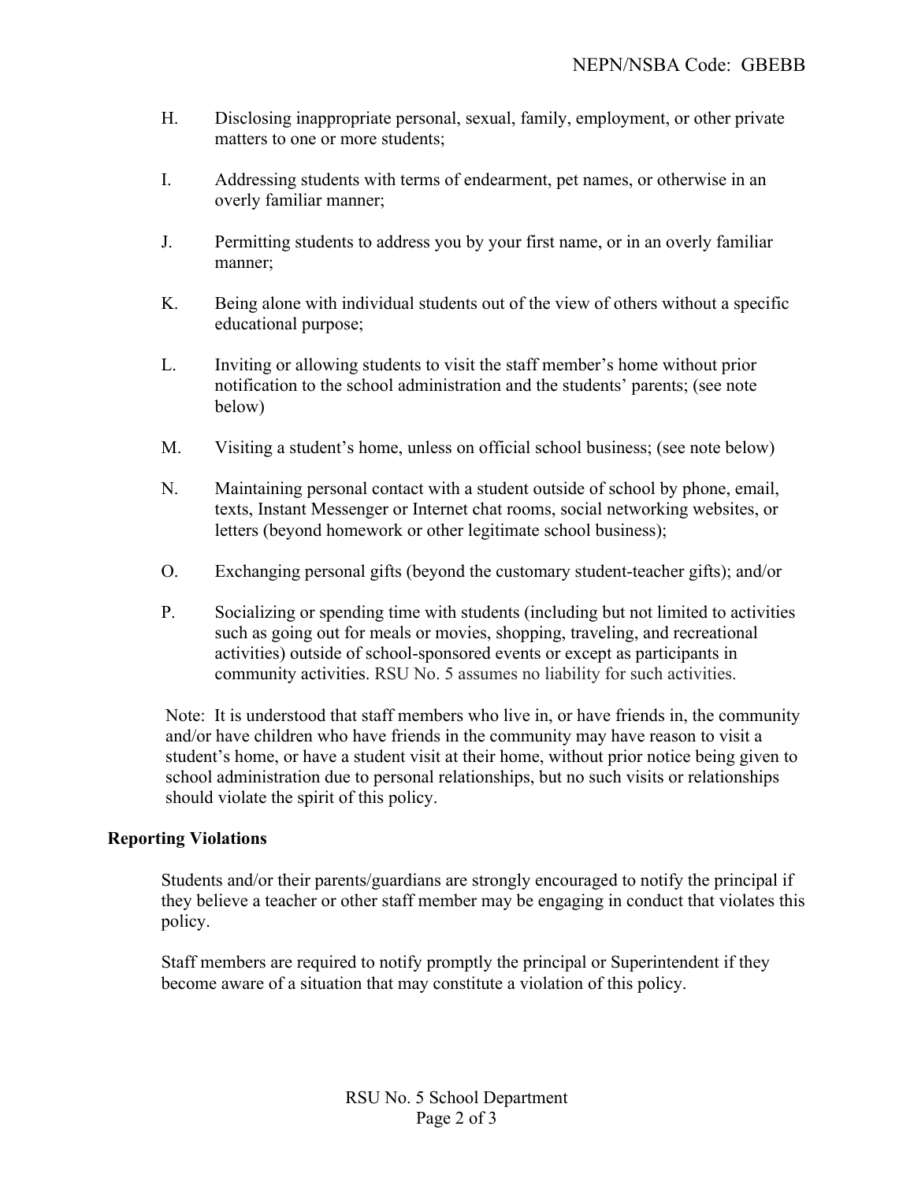H. Disclosing inappropriate personal, sexual, family, employment, or other private matters to one or more students;

I. Addressing students with terms of endearment, pet names, or otherwise in an overly familiar manner;

J. Permitting students to address you by your first name, or in an overly familiar manner;

K. Being alone with individual students out of the view of others without a specific educational purpose;

L. Inviting or allowing students to visit the staff member's home without prior notification to the school administration and the students' parents; (see note below)

M. Visiting a student's home, unless on official school business; (see note below)

N. Maintaining personal contact with a student outside of school by phone, email, texts, Instant Messenger or Internet chat rooms, social networking websites, or letters (beyond homework or other legitimate school business);

O. Exchanging personal gifts (beyond the customary student-teacher gifts); and/or

P. Socializing or spending time with students (including but not limited to activities such as going out for meals or movies, shopping, traveling, and recreational activities) outside of school-sponsored events or except as participants in community activities. RSU No. 5 assumes no liability for such activities.

Note: It is understood that staff members who live in, or have friends in, the community and/or have children who have friends in the community may have reason to visit a student's home, or have a student visit at their home, without prior notice being given to school administration due to personal relationships, but no such visits or relationships should violate the spirit of this policy.

**Reporting Violations**

Students and/or their parents/guardians are strongly encouraged to notify the principal if they believe a teacher or other staff member may be engaging in conduct that violates this policy.

Staff members are required to notify promptly the principal or Superintendent if they become aware of a situation that may constitute a violation of this policy.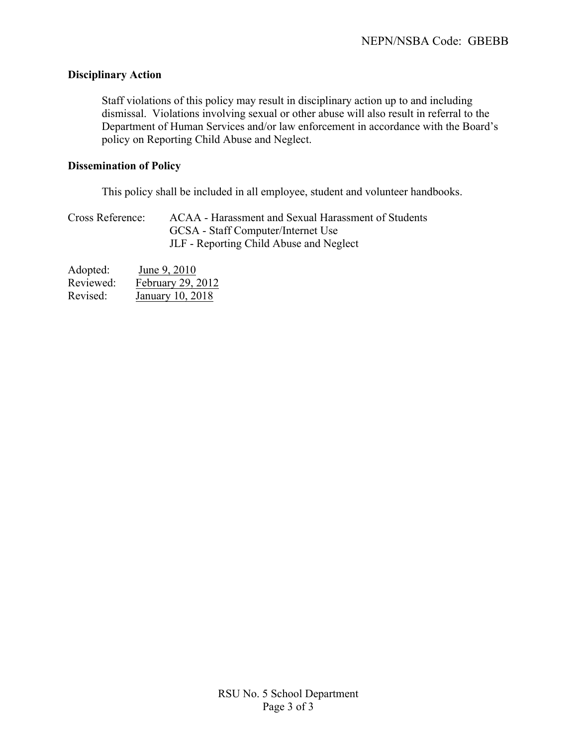**Disciplinary Action**

Staff violations of this policy may result in disciplinary action up to and including dismissal. Violations involving sexual or other abuse will also result in referral to the Department of Human Services and/or law enforcement in accordance with the Board's policy on Reporting Child Abuse and Neglect.

**Dissemination of Policy**

This policy shall be included in all employee, student and volunteer handbooks.

Cross Reference: ACAA - Harassment and Sexual Harassment of Students
GCSA - Staff Computer/Internet Use
JLF - Reporting Child Abuse and Neglect

Adopted: June 9, 2010
Reviewed: February 29, 2012
Revised: January 10, 2018